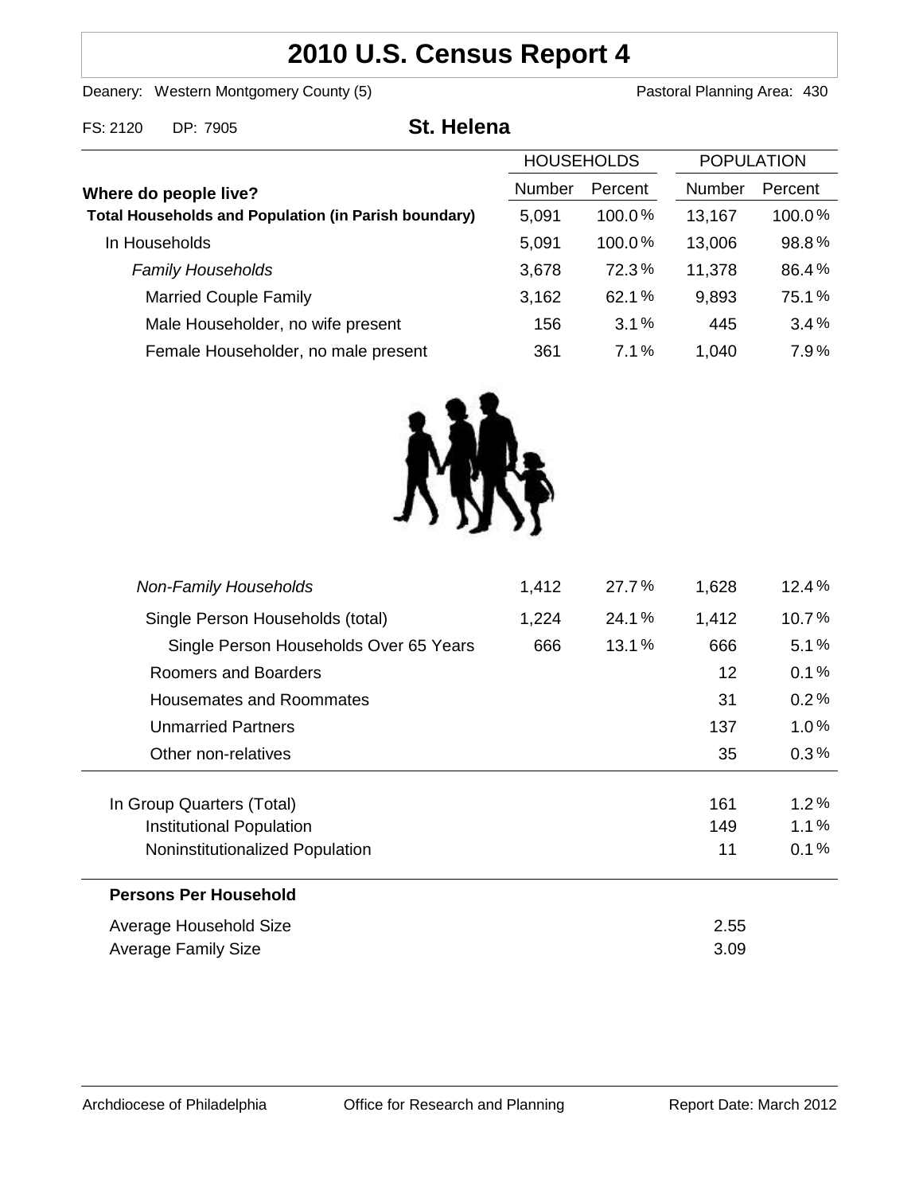# 2010 U.S. Census Report 4

Deanery: Western Montgomery County (5)  Pastoral Planning Area: 430

FS: 2120  DP: 7905

## St. Helena

| Where do people live? | HOUSEHOLDS | | POPULATION | |
|---|---|---|---|---|
| | Number | Percent | Number | Percent |
| **Total Households and Population (in Parish boundary)** | 5,091 | 100.0% | 13,167 | 100.0% |
| In Households | 5,091 | 100.0% | 13,006 | 98.8% |
| *Family Households* | 3,678 | 72.3% | 11,378 | 86.4% |
| Married Couple Family | 3,162 | 62.1% | 9,893 | 75.1% |
| Male Householder, no wife present | 156 | 3.1% | 445 | 3.4% |
| Female Householder, no male present | 361 | 7.1% | 1,040 | 7.9% |
| *Non-Family Households* | 1,412 | 27.7% | 1,628 | 12.4% |
| Single Person Households (total) | 1,224 | 24.1% | 1,412 | 10.7% |
| Single Person Households Over 65 Years | 666 | 13.1% | 666 | 5.1% |
| Roomers and Boarders | | | 12 | 0.1% |
| Housemates and Roommates | | | 31 | 0.2% |
| Unmarried Partners | | | 137 | 1.0% |
| Other non-relatives | | | 35 | 0.3% |
| In Group Quarters (Total) | | | 161 | 1.2% |
| Institutional Population | | | 149 | 1.1% |
| Noninstitutionalized Population | | | 11 | 0.1% |

**Persons Per Household**

| | |
|---|---|
| Average Household Size | 2.55 |
| Average Family Size | 3.09 |

Archdiocese of Philadelphia  Office for Research and Planning  Report Date: March 2012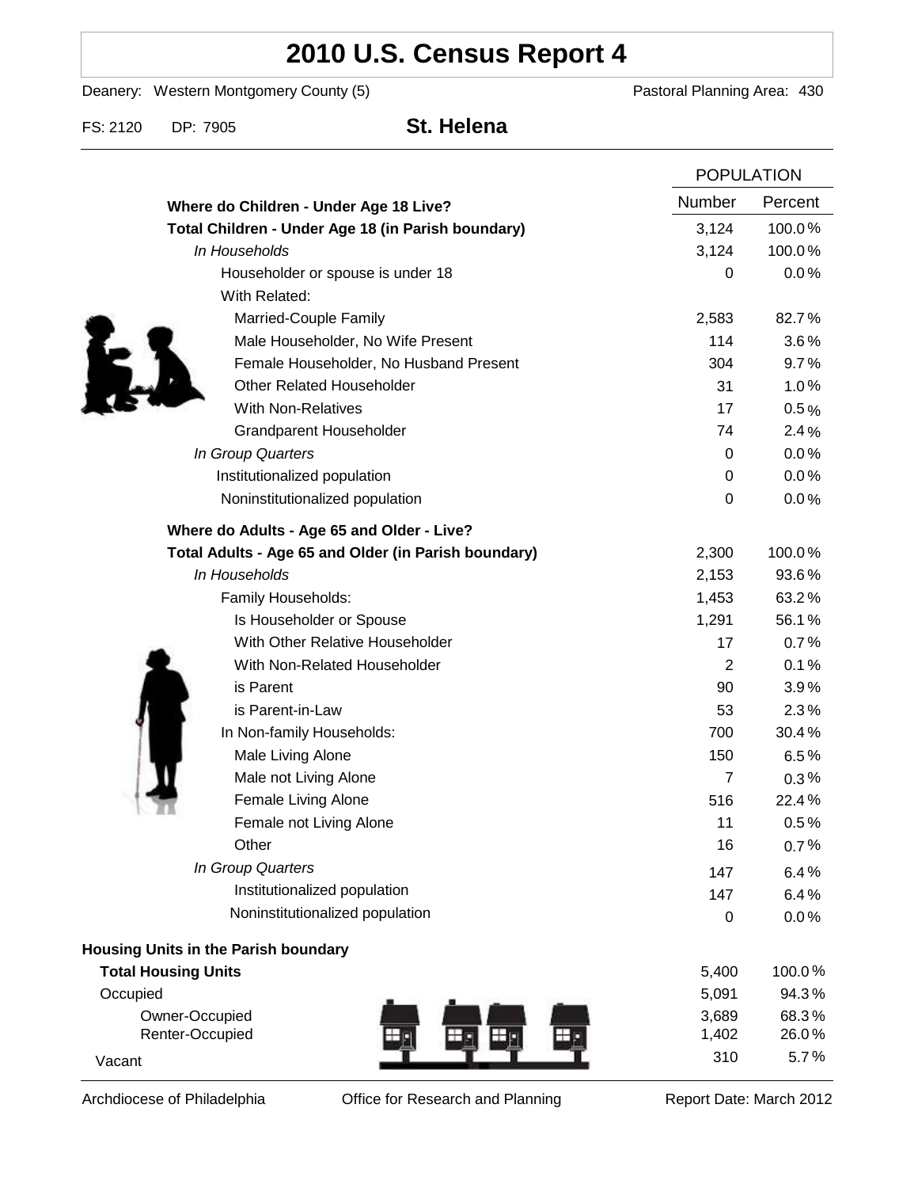# 2010 U.S. Census Report 4

Deanery: Western Montgomery County (5) Pastoral Planning Area: 430

FS: 2120 DP: 7905

## St. Helena

| | POPULATION | |
|---|---|---|
| **Where do Children - Under Age 18 Live?** | Number | Percent |
| **Total Children - Under Age 18 (in Parish boundary)** | 3,124 | 100.0% |
| *In Households* | 3,124 | 100.0% |
| Householder or spouse is under 18 | 0 | 0.0% |
| With Related: | | |
| Married-Couple Family | 2,583 | 82.7% |
| Male Householder, No Wife Present | 114 | 3.6% |
| Female Householder, No Husband Present | 304 | 9.7% |
| Other Related Householder | 31 | 1.0% |
| With Non-Relatives | 17 | 0.5% |
| Grandparent Householder | 74 | 2.4% |
| *In Group Quarters* | 0 | 0.0% |
| Institutionalized population | 0 | 0.0% |
| Noninstitutionalized population | 0 | 0.0% |
| **Where do Adults - Age 65 and Older - Live?** | | |
| **Total Adults - Age 65 and Older (in Parish boundary)** | 2,300 | 100.0% |
| *In Households* | 2,153 | 93.6% |
| Family Households: | 1,453 | 63.2% |
| Is Householder or Spouse | 1,291 | 56.1% |
| With Other Relative Householder | 17 | 0.7% |
| With Non-Related Householder | 2 | 0.1% |
| is Parent | 90 | 3.9% |
| is Parent-in-Law | 53 | 2.3% |
| In Non-family Households: | 700 | 30.4% |
| Male Living Alone | 150 | 6.5% |
| Male not Living Alone | 7 | 0.3% |
| Female Living Alone | 516 | 22.4% |
| Female not Living Alone | 11 | 0.5% |
| Other | 16 | 0.7% |
| *In Group Quarters* | 147 | 6.4% |
| Institutionalized population | 147 | 6.4% |
| Noninstitutionalized population | 0 | 0.0% |
| **Housing Units in the Parish boundary** | | |
| **Total Housing Units** | 5,400 | 100.0% |
| Occupied | 5,091 | 94.3% |
| Owner-Occupied | 3,689 | 68.3% |
| Renter-Occupied | 1,402 | 26.0% |
| Vacant | 310 | 5.7% |

Archdiocese of Philadelphia Office for Research and Planning Report Date: March 2012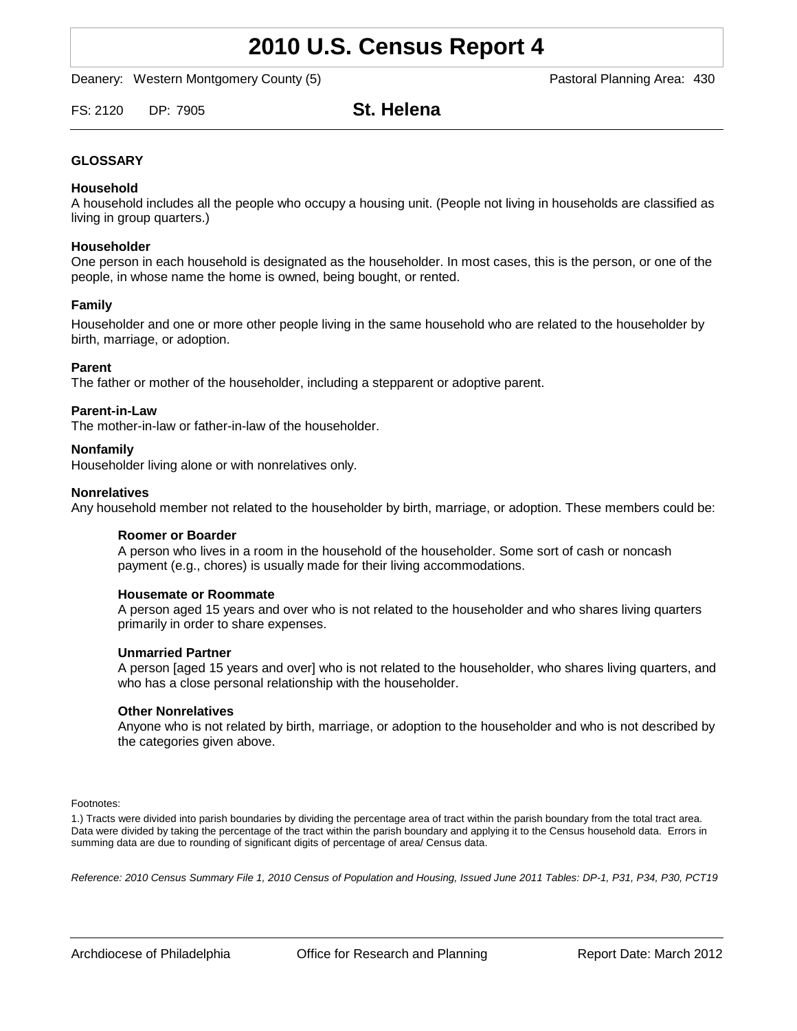# 2010 U.S. Census Report 4

Deanery: Western Montgomery County (5) Pastoral Planning Area: 430

FS: 2120 DP: 7905 **St. Helena**

## GLOSSARY

### Household
A household includes all the people who occupy a housing unit. (People not living in households are classified as living in group quarters.)

### Householder
One person in each household is designated as the householder. In most cases, this is the person, or one of the people, in whose name the home is owned, being bought, or rented.

### Family
Householder and one or more other people living in the same household who are related to the householder by birth, marriage, or adoption.

### Parent
The father or mother of the householder, including a stepparent or adoptive parent.

### Parent-in-Law
The mother-in-law or father-in-law of the householder.

### Nonfamily
Householder living alone or with nonrelatives only.

### Nonrelatives
Any household member not related to the householder by birth, marriage, or adoption. These members could be:

#### Roomer or Boarder
A person who lives in a room in the household of the householder. Some sort of cash or noncash payment (e.g., chores) is usually made for their living accommodations.

#### Housemate or Roommate
A person aged 15 years and over who is not related to the householder and who shares living quarters primarily in order to share expenses.

#### Unmarried Partner
A person [aged 15 years and over] who is not related to the householder, who shares living quarters, and who has a close personal relationship with the householder.

#### Other Nonrelatives
Anyone who is not related by birth, marriage, or adoption to the householder and who is not described by the categories given above.

Footnotes:

1.) Tracts were divided into parish boundaries by dividing the percentage area of tract within the parish boundary from the total tract area. Data were divided by taking the percentage of the tract within the parish boundary and applying it to the Census household data. Errors in summing data are due to rounding of significant digits of percentage of area/ Census data.

*Reference: 2010 Census Summary File 1, 2010 Census of Population and Housing, Issued June 2011 Tables: DP-1, P31, P34, P30, PCT19*

Archdiocese of Philadelphia Office for Research and Planning Report Date: March 2012